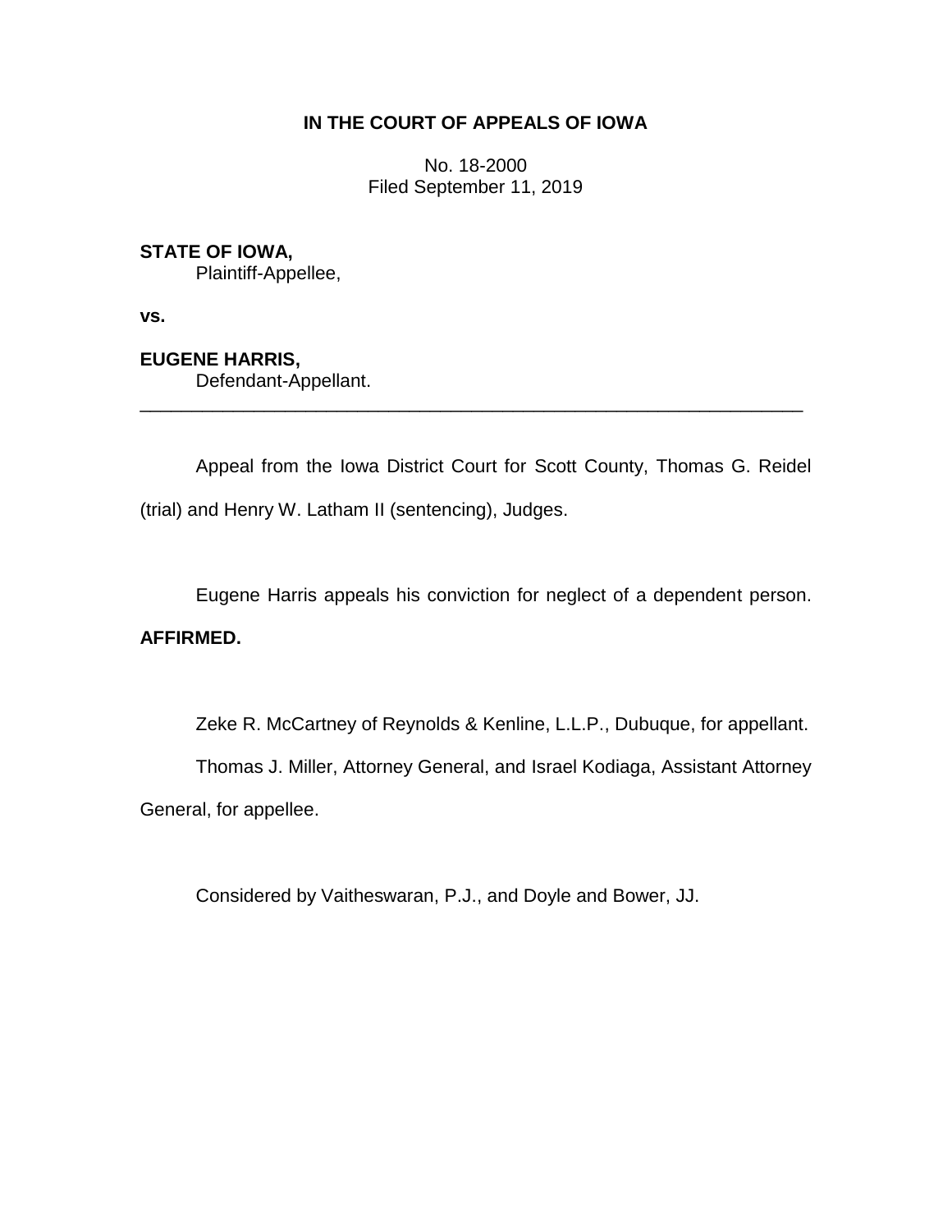**IN THE COURT OF APPEALS OF IOWA**

No. 18-2000
Filed September 11, 2019

**STATE OF IOWA,**
Plaintiff-Appellee,

**vs.**

**EUGENE HARRIS,**
Defendant-Appellant.

---

Appeal from the Iowa District Court for Scott County, Thomas G. Reidel (trial) and Henry W. Latham II (sentencing), Judges.

Eugene Harris appeals his conviction for neglect of a dependent person. **AFFIRMED.**

Zeke R. McCartney of Reynolds & Kenline, L.L.P., Dubuque, for appellant.

Thomas J. Miller, Attorney General, and Israel Kodiaga, Assistant Attorney General, for appellee.

Considered by Vaitheswaran, P.J., and Doyle and Bower, JJ.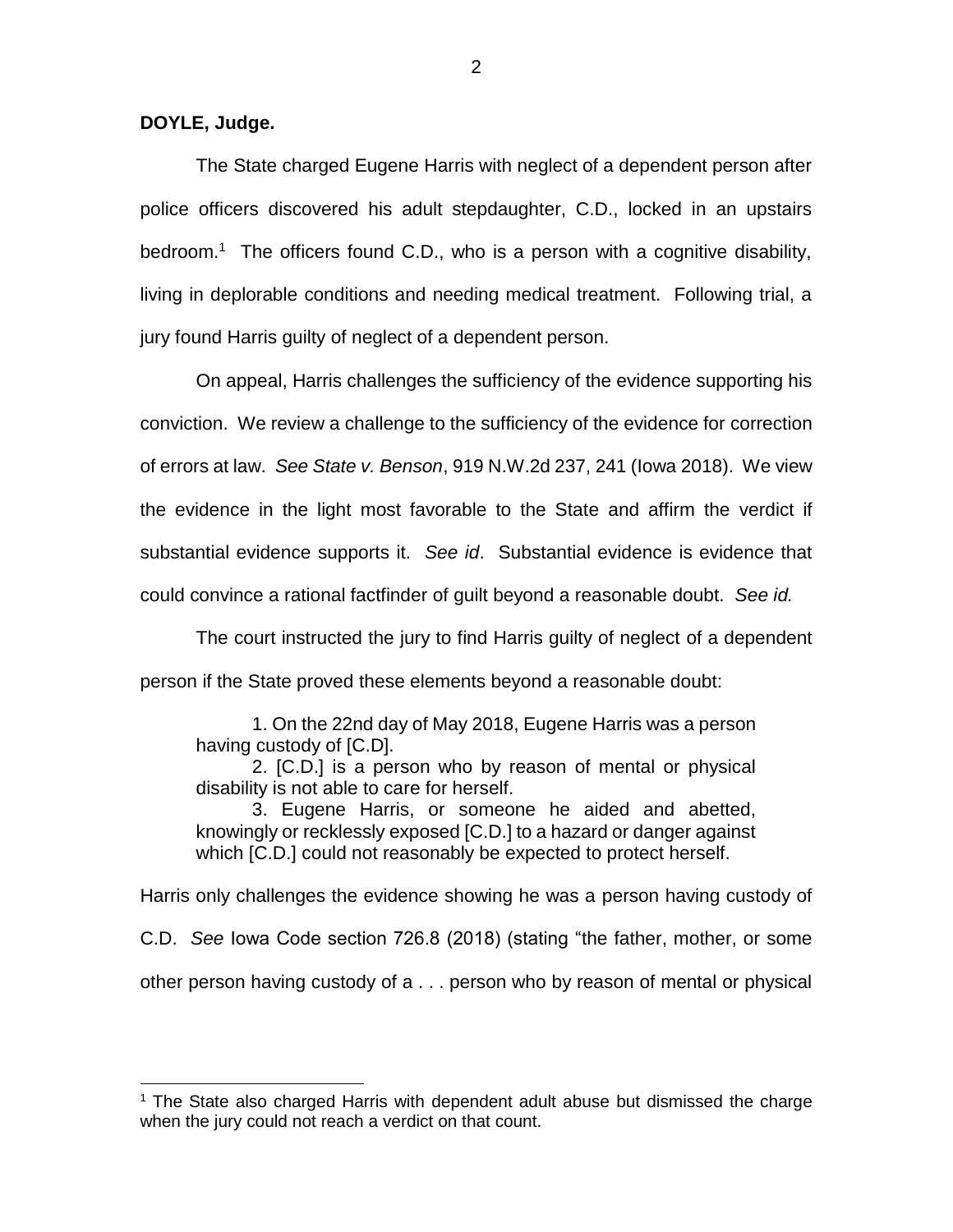**DOYLE, Judge.**

The State charged Eugene Harris with neglect of a dependent person after police officers discovered his adult stepdaughter, C.D., locked in an upstairs bedroom.[1] The officers found C.D., who is a person with a cognitive disability, living in deplorable conditions and needing medical treatment. Following trial, a jury found Harris guilty of neglect of a dependent person.

On appeal, Harris challenges the sufficiency of the evidence supporting his conviction. We review a challenge to the sufficiency of the evidence for correction of errors at law. *See State v. Benson*, 919 N.W.2d 237, 241 (Iowa 2018). We view the evidence in the light most favorable to the State and affirm the verdict if substantial evidence supports it. *See id*. Substantial evidence is evidence that could convince a rational factfinder of guilt beyond a reasonable doubt. *See id.*

The court instructed the jury to find Harris guilty of neglect of a dependent person if the State proved these elements beyond a reasonable doubt:

> 1. On the 22nd day of May 2018, Eugene Harris was a person having custody of [C.D].
> 2. [C.D.] is a person who by reason of mental or physical disability is not able to care for herself.
> 3. Eugene Harris, or someone he aided and abetted, knowingly or recklessly exposed [C.D.] to a hazard or danger against which [C.D.] could not reasonably be expected to protect herself.

Harris only challenges the evidence showing he was a person having custody of C.D. *See* Iowa Code section 726.8 (2018) (stating "the father, mother, or some other person having custody of a . . . person who by reason of mental or physical

[1] The State also charged Harris with dependent adult abuse but dismissed the charge when the jury could not reach a verdict on that count.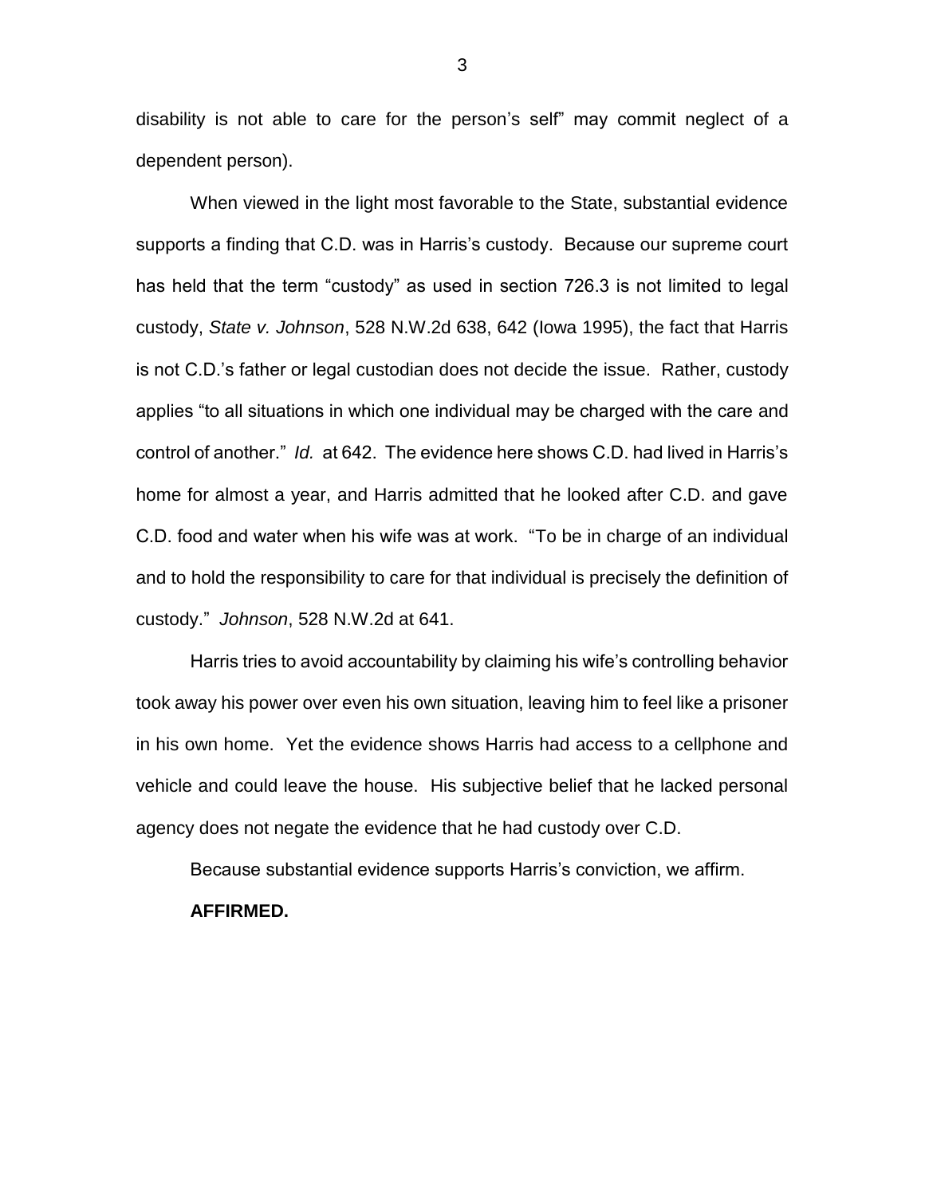disability is not able to care for the person's self" may commit neglect of a dependent person).

When viewed in the light most favorable to the State, substantial evidence supports a finding that C.D. was in Harris's custody. Because our supreme court has held that the term "custody" as used in section 726.3 is not limited to legal custody, *State v. Johnson*, 528 N.W.2d 638, 642 (Iowa 1995), the fact that Harris is not C.D.'s father or legal custodian does not decide the issue. Rather, custody applies "to all situations in which one individual may be charged with the care and control of another." *Id.* at 642. The evidence here shows C.D. had lived in Harris's home for almost a year, and Harris admitted that he looked after C.D. and gave C.D. food and water when his wife was at work. "To be in charge of an individual and to hold the responsibility to care for that individual is precisely the definition of custody." *Johnson*, 528 N.W.2d at 641.

Harris tries to avoid accountability by claiming his wife's controlling behavior took away his power over even his own situation, leaving him to feel like a prisoner in his own home. Yet the evidence shows Harris had access to a cellphone and vehicle and could leave the house. His subjective belief that he lacked personal agency does not negate the evidence that he had custody over C.D.

Because substantial evidence supports Harris's conviction, we affirm.

**AFFIRMED.**